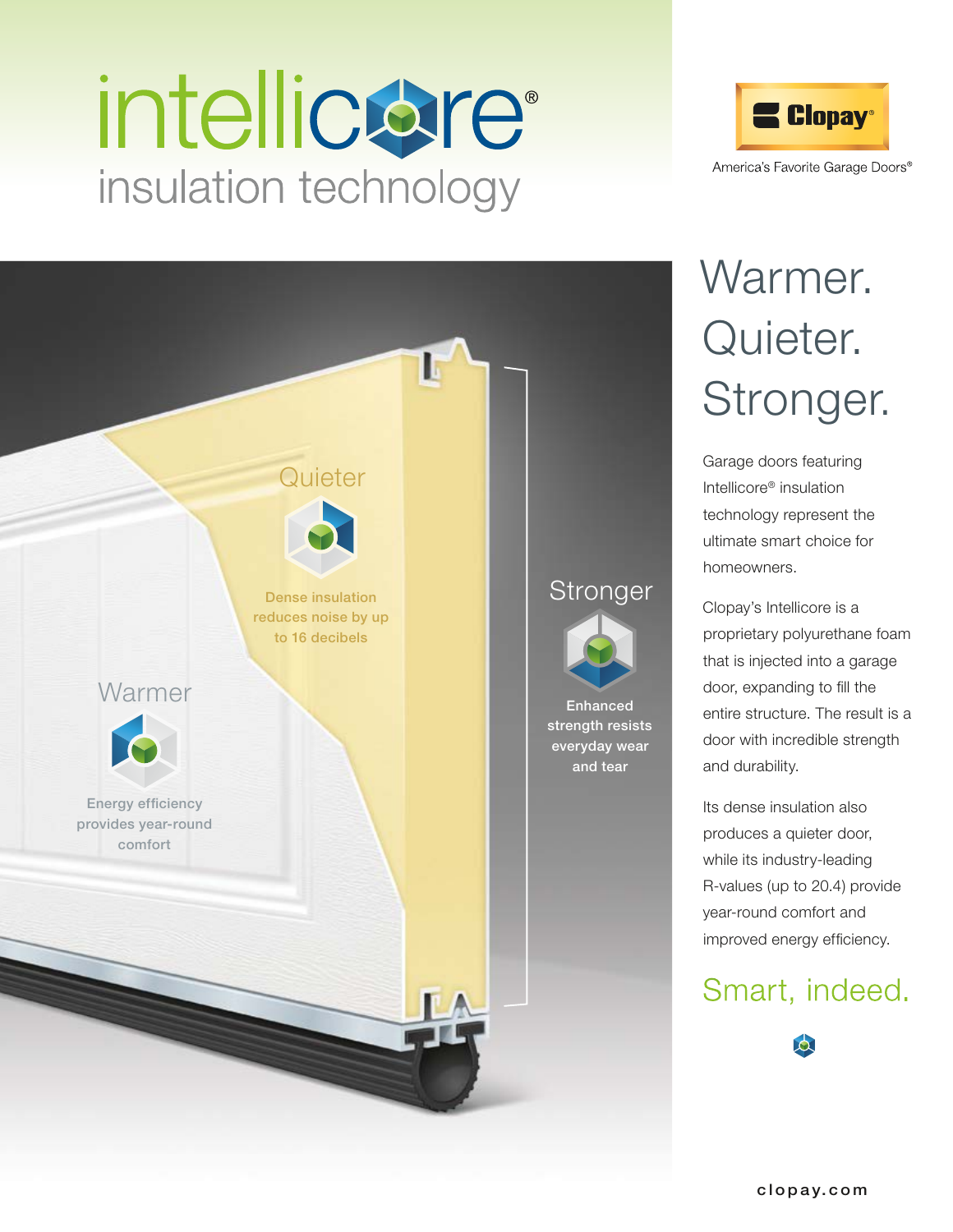# intellicore®

## insulation technology

Clopay®

America's Favorite Garage Doors®

Quieter

Dense insulation reduces noise by up to 16 decibels

Warmer

Energy efficiency provides year-round comfort

Stronger

Enhanced strength resists everyday wear and tear

# Warmer. Quieter. Stronger.

Garage doors featuring Intellicore® insulation technology represent the ultimate smart choice for homeowners.

Clopay's Intellicore is a proprietary polyurethane foam that is injected into a garage door, expanding to fill the entire structure. The result is a door with incredible strength and durability.

Its dense insulation also produces a quieter door, while its industry-leading R-values (up to 20.4) provide year-round comfort and improved energy efficiency.

## Smart, indeed.

clopay.com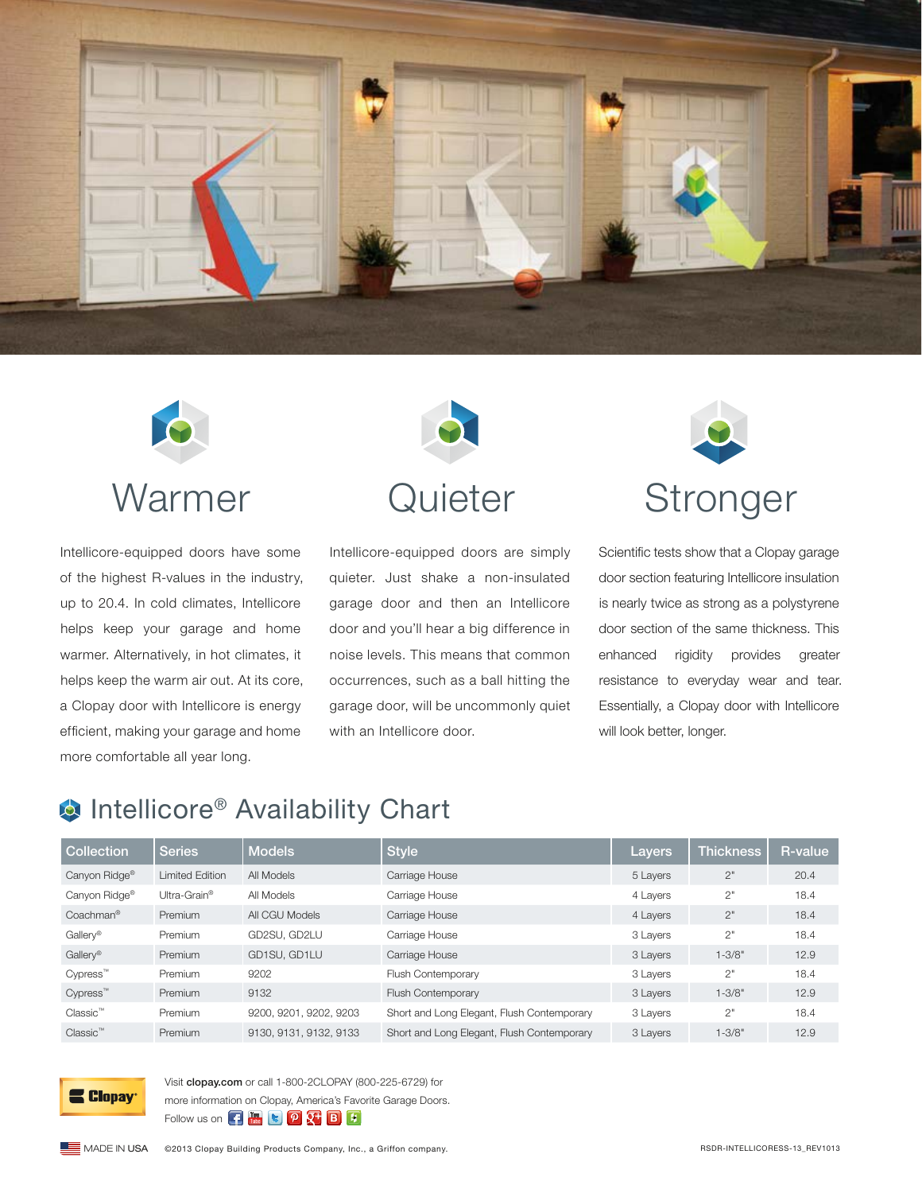## Warmer

Intellicore-equipped doors have some of the highest R-values in the industry, up to 20.4. In cold climates, Intellicore helps keep your garage and home warmer. Alternatively, in hot climates, it helps keep the warm air out. At its core, a Clopay door with Intellicore is energy efficient, making your garage and home more comfortable all year long.

## Quieter

Intellicore-equipped doors are simply quieter. Just shake a non-insulated garage door and then an Intellicore door and you'll hear a big difference in noise levels. This means that common occurrences, such as a ball hitting the garage door, will be uncommonly quiet with an Intellicore door.

## Stronger

Scientific tests show that a Clopay garage door section featuring Intellicore insulation is nearly twice as strong as a polystyrene door section of the same thickness. This enhanced rigidity provides greater resistance to everyday wear and tear. Essentially, a Clopay door with Intellicore will look better, longer.

## Intellicore® Availability Chart

| Collection | Series | Models | Style | Layers | Thickness | R-value |
|---|---|---|---|---|---|---|
| Canyon Ridge® | Limited Edition | All Models | Carriage House | 5 Layers | 2" | 20.4 |
| Canyon Ridge® | Ultra-Grain® | All Models | Carriage House | 4 Layers | 2" | 18.4 |
| Coachman® | Premium | All CGU Models | Carriage House | 4 Layers | 2" | 18.4 |
| Gallery® | Premium | GD2SU, GD2LU | Carriage House | 3 Layers | 2" | 18.4 |
| Gallery® | Premium | GD1SU, GD1LU | Carriage House | 3 Layers | 1-3/8" | 12.9 |
| Cypress™ | Premium | 9202 | Flush Contemporary | 3 Layers | 2" | 18.4 |
| Cypress™ | Premium | 9132 | Flush Contemporary | 3 Layers | 1-3/8" | 12.9 |
| Classic™ | Premium | 9200, 9201, 9202, 9203 | Short and Long Elegant, Flush Contemporary | 3 Layers | 2" | 18.4 |
| Classic™ | Premium | 9130, 9131, 9132, 9133 | Short and Long Elegant, Flush Contemporary | 3 Layers | 1-3/8" | 12.9 |

Clopay®

Visit **clopay.com** or call 1-800-2CLOPAY (800-225-6729) for more information on Clopay, America's Favorite Garage Doors.
Follow us on

MADE IN USA

©2013 Clopay Building Products Company, Inc., a Griffon company.

RSDR-INTELLICORESS-13_REV1013